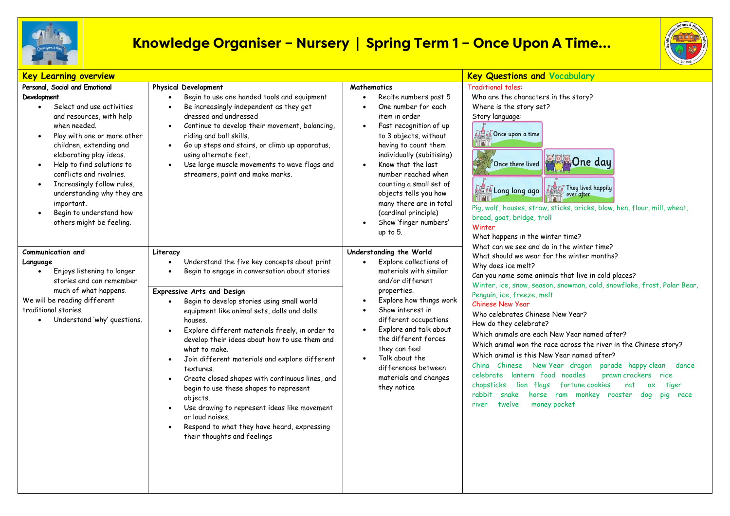# Knowledge Organiser – Nursery | Spring Term 1 – Once Upon A Time...

## Key Learning overview

### Personal, Social and Emotional Development

- Select and use activities and resources, with help when needed.
- Play with one or more other children, extending and elaborating play ideas.
- Help to find solutions to conflicts and rivalries.
- Increasingly follow rules, understanding why they are important.
- Begin to understand how others might be feeling.

### Physical Development

- Begin to use one handed tools and equipment
- Be increasingly independent as they get dressed and undressed
- Continue to develop their movement, balancing, riding and ball skills.
- Go up steps and stairs, or climb up apparatus, using alternate feet.
- Use large muscle movements to wave flags and streamers, paint and make marks.

### Mathematics

- Recite numbers past 5
- One number for each item in order
- Fast recognition of up to 3 objects, without having to count them individually (subitising)
- Know that the last number reached when counting a small set of objects tells you how many there are in total (cardinal principle)
- Show 'finger numbers' up to 5.

### Communication and Language

- Enjoys listening to longer stories and can remember much of what happens.

We will be reading different traditional stories.

- Understand 'why' questions.

### Literacy

- Understand the five key concepts about print
- Begin to engage in conversation about stories

### Expressive Arts and Design

- Begin to develop stories using small world equipment like animal sets, dolls and dolls houses.
- Explore different materials freely, in order to develop their ideas about how to use them and what to make.
- Join different materials and explore different textures.
- Create closed shapes with continuous lines, and begin to use these shapes to represent objects.
- Use drawing to represent ideas like movement or loud noises.
- Respond to what they have heard, expressing their thoughts and feelings

### Understanding the World

- Explore collections of materials with similar and/or different properties.
- Explore how things work
- Show interest in different occupations
- Explore and talk about the different forces they can feel
- Talk about the differences between materials and changes they notice

## Key Questions and Vocabulary

**Traditional tales:**

Who are the characters in the story?
Where is the story set?
Story language:

Once upon a time | Once there lived | One day | Long long ago | They lived happily ever after

Pig, wolf, houses, straw, sticks, bricks, blow, hen, flour, mill, wheat, bread, goat, bridge, troll

**Winter**

What happens in the winter time?
What can we see and do in the winter time?
What should we wear for the winter months?
Why does ice melt?
Can you name some animals that live in cold places?

Winter, ice, snow, season, snowman, cold, snowflake, frost, Polar Bear, Penguin, ice, freeze, melt

**Chinese New Year**

Who celebrates Chinese New Year?
How do they celebrate?
Which animals are each New Year named after?
Which animal won the race across the river in the Chinese story?
Which animal is this New Year named after?

China Chinese New Year dragon parade happy clean dance celebrate lantern food noodles prawn crackers rice chopsticks lion flags fortune cookies rat ox tiger rabbit snake horse ram monkey rooster dog pig race river twelve money pocket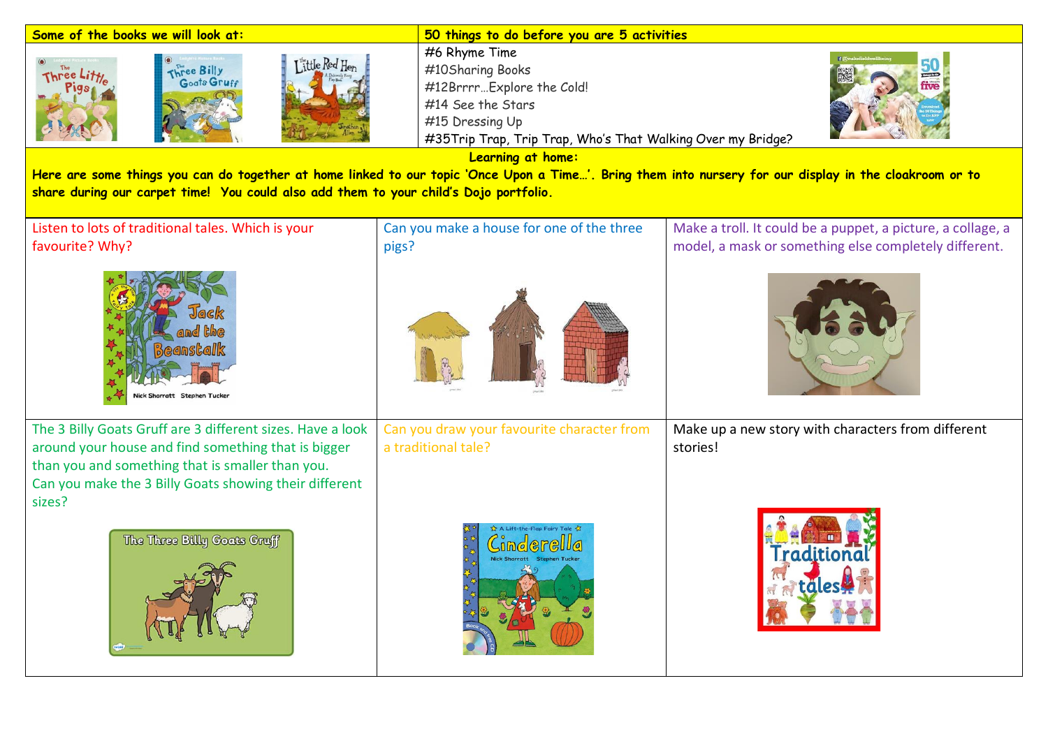| Some of the books we will look at: | 50 things to do before you are 5 activities |
| --- | --- |
| | #6 Rhyme Time<br>#10Sharing Books<br>#12Brrrr…Explore the Cold!<br>#14 See the Stars<br>#15 Dressing Up<br>#35Trip Trap, Trip Trap, Who's That Walking Over my Bridge? |

**Learning at home:**

**Here are some things you can do together at home linked to our topic 'Once Upon a Time…'. Bring them into nursery for our display in the cloakroom or to share during our carpet time! You could also add them to your child's Dojo portfolio.**

| | | |
| --- | --- | --- |
| Listen to lots of traditional tales. Which is your favourite? Why? | Can you make a house for one of the three pigs? | Make a troll. It could be a puppet, a picture, a collage, a model, a mask or something else completely different. |
| The 3 Billy Goats Gruff are 3 different sizes. Have a look around your house and find something that is bigger than you and something that is smaller than you.<br>Can you make the 3 Billy Goats showing their different sizes? | Can you draw your favourite character from a traditional tale? | Make up a new story with characters from different stories! |